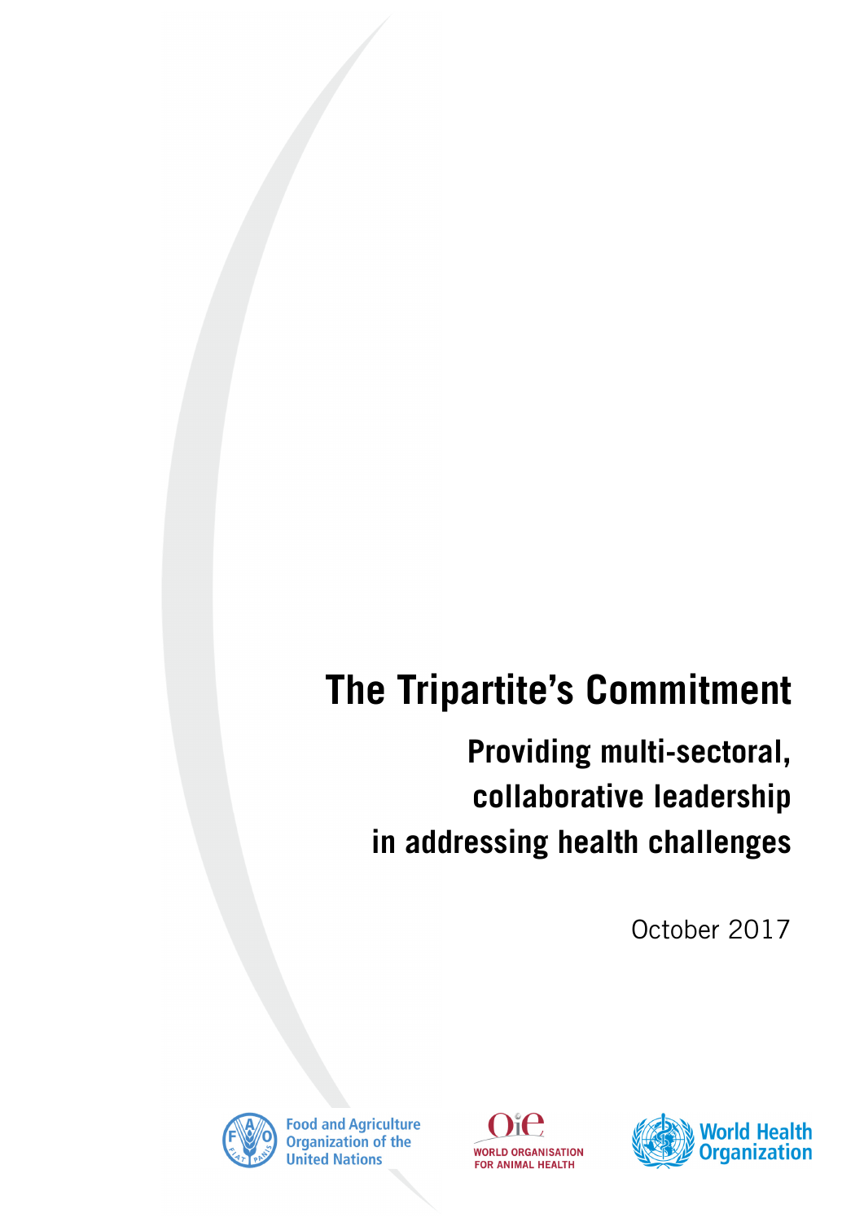# The Tripartite's Commitment

## Providing multi-sectoral, collaborative leadership in addressing health challenges

October 2017

Food and Agriculture Organization of the United Nations

WORLD ORGANISATION FOR ANIMAL HEALTH

World Health Organization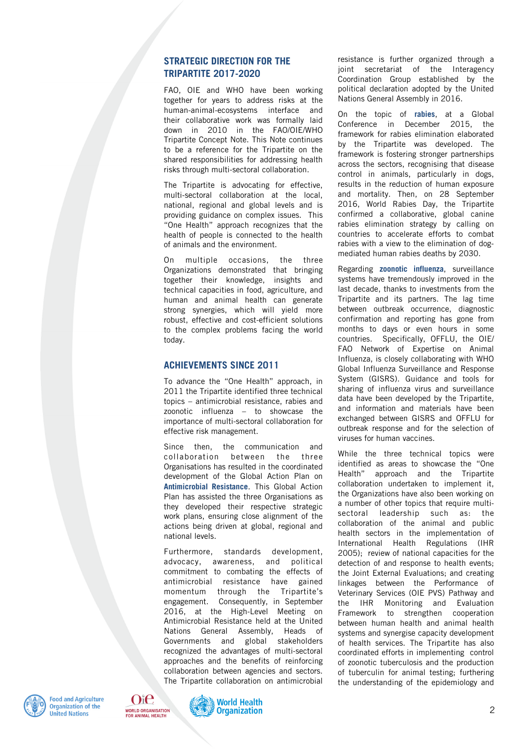## STRATEGIC DIRECTION FOR THE TRIPARTITE 2017-2020

FAO, OIE and WHO have been working together for years to address risks at the human-animal-ecosystems interface and their collaborative work was formally laid down in 2010 in the FAO/OIE/WHO Tripartite Concept Note. This Note continues to be a reference for the Tripartite on the shared responsibilities for addressing health risks through multi-sectoral collaboration.

The Tripartite is advocating for effective, multi-sectoral collaboration at the local, national, regional and global levels and is providing guidance on complex issues. This "One Health" approach recognizes that the health of people is connected to the health of animals and the environment.

On multiple occasions, the three Organizations demonstrated that bringing together their knowledge, insights and technical capacities in food, agriculture, and human and animal health can generate strong synergies, which will yield more robust, effective and cost-efficient solutions to the complex problems facing the world today.

## ACHIEVEMENTS SINCE 2011

To advance the "One Health" approach, in 2011 the Tripartite identified three technical topics – antimicrobial resistance, rabies and zoonotic influenza – to showcase the importance of multi-sectoral collaboration for effective risk management.

Since then, the communication and collaboration between the three Organisations has resulted in the coordinated development of the Global Action Plan on **Antimicrobial Resistance**. This Global Action Plan has assisted the three Organisations as they developed their respective strategic work plans, ensuring close alignment of the actions being driven at global, regional and national levels.

Furthermore, standards development, advocacy, awareness, and political commitment to combating the effects of antimicrobial resistance have gained momentum through the Tripartite's engagement. Consequently, in September 2016, at the High-Level Meeting on Antimicrobial Resistance held at the United Nations General Assembly, Heads of Governments and global stakeholders recognized the advantages of multi-sectoral approaches and the benefits of reinforcing collaboration between agencies and sectors. The Tripartite collaboration on antimicrobial resistance is further organized through a joint secretariat of the Interagency Coordination Group established by the political declaration adopted by the United Nations General Assembly in 2016.

On the topic of **rabies**, at a Global Conference in December 2015, the framework for rabies elimination elaborated by the Tripartite was developed. The framework is fostering stronger partnerships across the sectors, recognising that disease control in animals, particularly in dogs, results in the reduction of human exposure and mortality. Then, on 28 September 2016, World Rabies Day, the Tripartite confirmed a collaborative, global canine rabies elimination strategy by calling on countries to accelerate efforts to combat rabies with a view to the elimination of dog-mediated human rabies deaths by 2030.

Regarding **zoonotic influenza**, surveillance systems have tremendously improved in the last decade, thanks to investments from the Tripartite and its partners. The lag time between outbreak occurrence, diagnostic confirmation and reporting has gone from months to days or even hours in some countries. Specifically, OFFLU, the OIE/FAO Network of Expertise on Animal Influenza, is closely collaborating with WHO Global Influenza Surveillance and Response System (GISRS). Guidance and tools for sharing of influenza virus and surveillance data have been developed by the Tripartite, and information and materials have been exchanged between GISRS and OFFLU for outbreak response and for the selection of viruses for human vaccines.

While the three technical topics were identified as areas to showcase the "One Health" approach and the Tripartite collaboration undertaken to implement it, the Organizations have also been working on a number of other topics that require multi-sectoral leadership such as: the collaboration of the animal and public health sectors in the implementation of International Health Regulations (IHR 2005); review of national capacities for the detection of and response to health events; the Joint External Evaluations; and creating linkages between the Performance of Veterinary Services (OIE PVS) Pathway and the IHR Monitoring and Evaluation Framework to strengthen cooperation between human health and animal health systems and synergise capacity development of health services. The Tripartite has also coordinated efforts in implementing control of zoonotic tuberculosis and the production of tuberculin for animal testing; furthering the understanding of the epidemiology and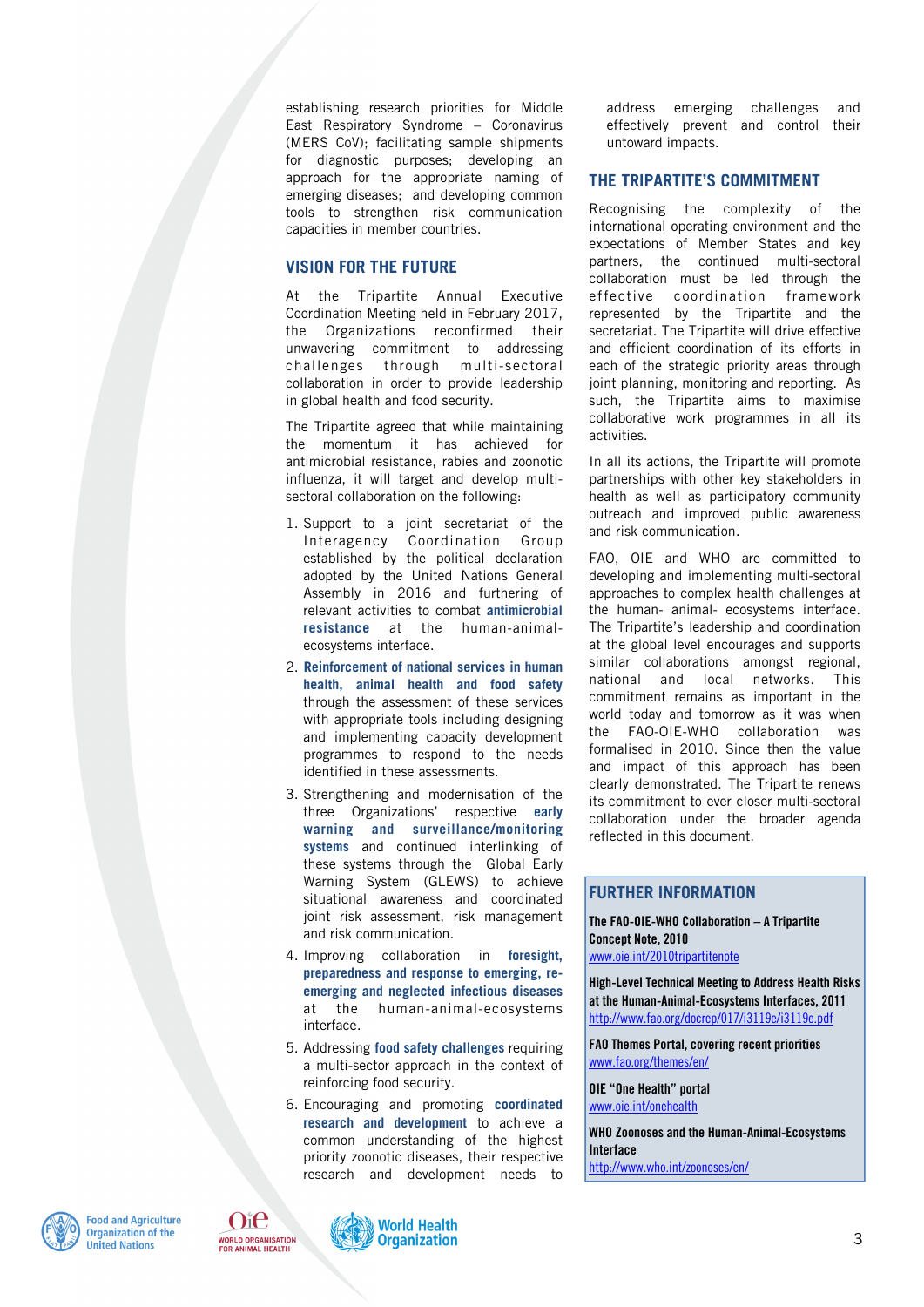establishing research priorities for Middle East Respiratory Syndrome – Coronavirus (MERS CoV); facilitating sample shipments for diagnostic purposes; developing an approach for the appropriate naming of emerging diseases; and developing common tools to strengthen risk communication capacities in member countries.

## VISION FOR THE FUTURE

At the Tripartite Annual Executive Coordination Meeting held in February 2017, the Organizations reconfirmed their unwavering commitment to addressing challenges through multi-sectoral collaboration in order to provide leadership in global health and food security.

The Tripartite agreed that while maintaining the momentum it has achieved for antimicrobial resistance, rabies and zoonotic influenza, it will target and develop multi-sectoral collaboration on the following:

1. Support to a joint secretariat of the Interagency Coordination Group established by the political declaration adopted by the United Nations General Assembly in 2016 and furthering of relevant activities to combat **antimicrobial resistance** at the human-animal-ecosystems interface.
2. **Reinforcement of national services in human health, animal health and food safety** through the assessment of these services with appropriate tools including designing and implementing capacity development programmes to respond to the needs identified in these assessments.
3. Strengthening and modernisation of the three Organizations' respective **early warning and surveillance/monitoring systems** and continued interlinking of these systems through the Global Early Warning System (GLEWS) to achieve situational awareness and coordinated joint risk assessment, risk management and risk communication.
4. Improving collaboration in **foresight, preparedness and response to emerging, re-emerging and neglected infectious diseases** at the human-animal-ecosystems interface.
5. Addressing **food safety challenges** requiring a multi-sector approach in the context of reinforcing food security.
6. Encouraging and promoting **coordinated research and development** to achieve a common understanding of the highest priority zoonotic diseases, their respective research and development needs to address emerging challenges and effectively prevent and control their untoward impacts.

## THE TRIPARTITE'S COMMITMENT

Recognising the complexity of the international operating environment and the expectations of Member States and key partners, the continued multi-sectoral collaboration must be led through the effective coordination framework represented by the Tripartite and the secretariat. The Tripartite will drive effective and efficient coordination of its efforts in each of the strategic priority areas through joint planning, monitoring and reporting. As such, the Tripartite aims to maximise collaborative work programmes in all its activities.

In all its actions, the Tripartite will promote partnerships with other key stakeholders in health as well as participatory community outreach and improved public awareness and risk communication.

FAO, OIE and WHO are committed to developing and implementing multi-sectoral approaches to complex health challenges at the human- animal- ecosystems interface. The Tripartite's leadership and coordination at the global level encourages and supports similar collaborations amongst regional, national and local networks. This commitment remains as important in the world today and tomorrow as it was when the FAO-OIE-WHO collaboration was formalised in 2010. Since then the value and impact of this approach has been clearly demonstrated. The Tripartite renews its commitment to ever closer multi-sectoral collaboration under the broader agenda reflected in this document.

## FURTHER INFORMATION

**The FAO-OIE-WHO Collaboration – A Tripartite Concept Note, 2010**
www.oie.int/2010tripartitenote

**High-Level Technical Meeting to Address Health Risks at the Human-Animal-Ecosystems Interfaces, 2011**
http://www.fao.org/docrep/017/i3119e/i3119e.pdf

**FAO Themes Portal, covering recent priorities**
www.fao.org/themes/en/

**OIE "One Health" portal**
www.oie.int/onehealth

**WHO Zoonoses and the Human-Animal-Ecosystems Interface**
http://www.who.int/zoonoses/en/

Food and Agriculture Organization of the United Nations — WORLD ORGANISATION FOR ANIMAL HEALTH — World Health Organization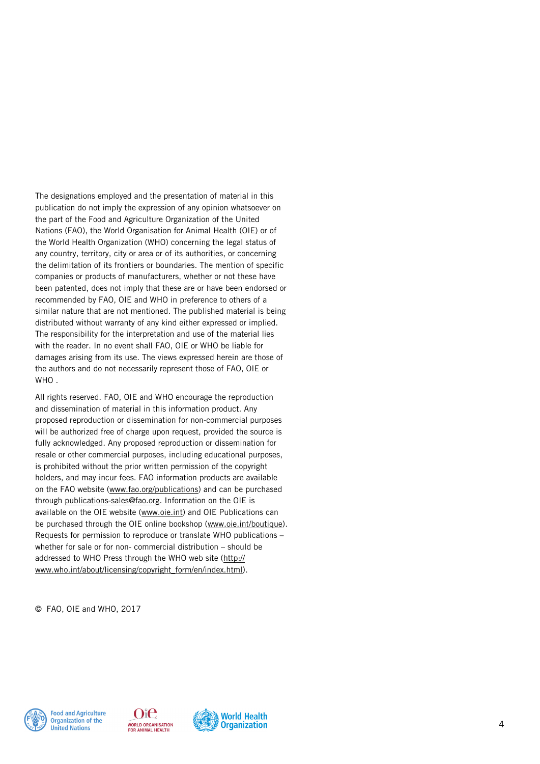The designations employed and the presentation of material in this publication do not imply the expression of any opinion whatsoever on the part of the Food and Agriculture Organization of the United Nations (FAO), the World Organisation for Animal Health (OIE) or of the World Health Organization (WHO) concerning the legal status of any country, territory, city or area or of its authorities, or concerning the delimitation of its frontiers or boundaries. The mention of specific companies or products of manufacturers, whether or not these have been patented, does not imply that these are or have been endorsed or recommended by FAO, OIE and WHO in preference to others of a similar nature that are not mentioned. The published material is being distributed without warranty of any kind either expressed or implied. The responsibility for the interpretation and use of the material lies with the reader. In no event shall FAO, OIE or WHO be liable for damages arising from its use. The views expressed herein are those of the authors and do not necessarily represent those of FAO, OIE or WHO .

All rights reserved. FAO, OIE and WHO encourage the reproduction and dissemination of material in this information product. Any proposed reproduction or dissemination for non-commercial purposes will be authorized free of charge upon request, provided the source is fully acknowledged. Any proposed reproduction or dissemination for resale or other commercial purposes, including educational purposes, is prohibited without the prior written permission of the copyright holders, and may incur fees. FAO information products are available on the FAO website (www.fao.org/publications) and can be purchased through publications-sales@fao.org. Information on the OIE is available on the OIE website (www.oie.int) and OIE Publications can be purchased through the OIE online bookshop (www.oie.int/boutique). Requests for permission to reproduce or translate WHO publications – whether for sale or for non- commercial distribution – should be addressed to WHO Press through the WHO web site (http://www.who.int/about/licensing/copyright_form/en/index.html).

© FAO, OIE and WHO, 2017

Food and Agriculture Organization of the United Nations

WORLD ORGANISATION FOR ANIMAL HEALTH

World Health Organization